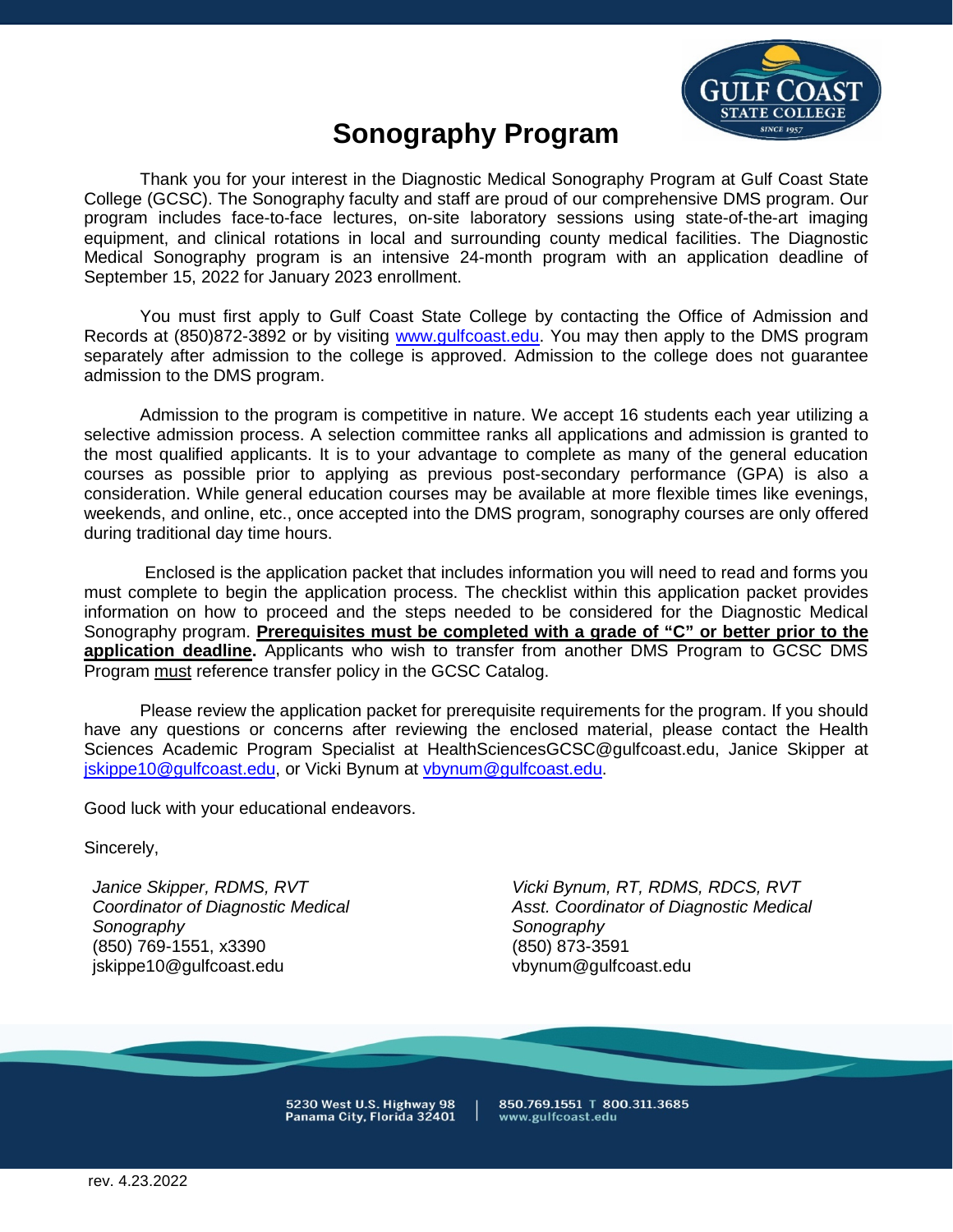# Sonography Program

Thank you for your interest in the Diagnostic Medical Sonography Program at Gulf Coast State College (GCSC). The Sonography faculty and staff are proud of our comprehensive DMS program. Our program includes face-to-face lectures, on-site laboratory sessions using state-of-the-art imaging equipment, and clinical rotations in local and surrounding county medical facilities. The Diagnostic Medical Sonography program is an intensive 24-month program with an application deadline of September 15, 2022 for January 2023 enrollment.

You must first apply to Gulf Coast State College by contacting the Office of Admission and Records at (850)872-3892 or by visiting www.gulfcoast.edu. You may then apply to the DMS program separately after admission to the college is approved. Admission to the college does not guarantee admission to the DMS program.

Admission to the program is competitive in nature. We accept 16 students each year utilizing a selective admission process. A selection committee ranks all applications and admission is granted to the most qualified applicants. It is to your advantage to complete as many of the general education courses as possible prior to applying as previous post-secondary performance (GPA) is also a consideration. While general education courses may be available at more flexible times like evenings, weekends, and online, etc., once accepted into the DMS program, sonography courses are only offered during traditional day time hours.

Enclosed is the application packet that includes information you will need to read and forms you must complete to begin the application process. The checklist within this application packet provides information on how to proceed and the steps needed to be considered for the Diagnostic Medical Sonography program. **Prerequisites must be completed with a grade of "C" or better prior to the application deadline.** Applicants who wish to transfer from another DMS Program to GCSC DMS Program must reference transfer policy in the GCSC Catalog.

Please review the application packet for prerequisite requirements for the program. If you should have any questions or concerns after reviewing the enclosed material, please contact the Health Sciences Academic Program Specialist at HealthSciencesGCSC@gulfcoast.edu, Janice Skipper at jskippe10@gulfcoast.edu, or Vicki Bynum at vbynum@gulfcoast.edu.

Good luck with your educational endeavors.

Sincerely,

*Janice Skipper, RDMS, RVT*
*Coordinator of Diagnostic Medical Sonography*
(850) 769-1551, x3390
jskippe10@gulfcoast.edu

*Vicki Bynum, RT, RDMS, RDCS, RVT*
*Asst. Coordinator of Diagnostic Medical Sonography*
(850) 873-3591
vbynum@gulfcoast.edu

5230 West U.S. Highway 98 | Panama City, Florida 32401 | 850.769.1551 T 800.311.3685 | www.gulfcoast.edu

rev. 4.23.2022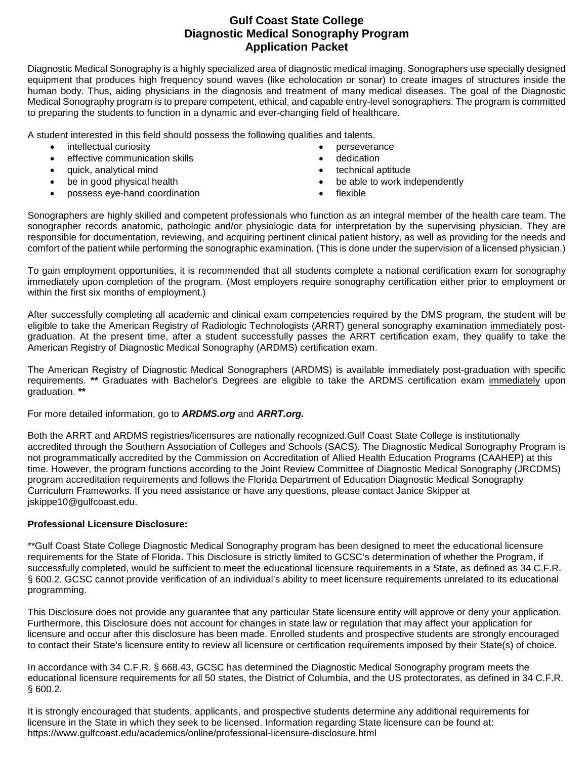# Gulf Coast State College
# Diagnostic Medical Sonography Program
# Application Packet

Diagnostic Medical Sonography is a highly specialized area of diagnostic medical imaging. Sonographers use specially designed equipment that produces high frequency sound waves (like echolocation or sonar) to create images of structures inside the human body. Thus, aiding physicians in the diagnosis and treatment of many medical diseases. The goal of the Diagnostic Medical Sonography program is to prepare competent, ethical, and capable entry-level sonographers. The program is committed to preparing the students to function in a dynamic and ever-changing field of healthcare.

A student interested in this field should possess the following qualities and talents.

- intellectual curiosity
- effective communication skills
- quick, analytical mind
- be in good physical health
- possess eye-hand coordination
- perseverance
- dedication
- technical aptitude
- be able to work independently
- flexible

Sonographers are highly skilled and competent professionals who function as an integral member of the health care team. The sonographer records anatomic, pathologic and/or physiologic data for interpretation by the supervising physician. They are responsible for documentation, reviewing, and acquiring pertinent clinical patient history, as well as providing for the needs and comfort of the patient while performing the sonographic examination. (This is done under the supervision of a licensed physician.)

To gain employment opportunities, it is recommended that all students complete a national certification exam for sonography immediately upon completion of the program. (Most employers require sonography certification either prior to employment or within the first six months of employment.)

After successfully completing all academic and clinical exam competencies required by the DMS program, the student will be eligible to take the American Registry of Radiologic Technologists (ARRT) general sonography examination <u>immediately</u> post-graduation. At the present time, after a student successfully passes the ARRT certification exam, they qualify to take the American Registry of Diagnostic Medical Sonography (ARDMS) certification exam.

The American Registry of Diagnostic Medical Sonographers (ARDMS) is available immediately post-graduation with specific requirements. **\*\*** Graduates with Bachelor's Degrees are eligible to take the ARDMS certification exam <u>immediately</u> upon graduation. **\*\***

For more detailed information, go to ***ARDMS.org*** and ***ARRT.org.***

Both the ARRT and ARDMS registries/licensures are nationally recognized.Gulf Coast State College is institutionally accredited through the Southern Association of Colleges and Schools (SACS). The Diagnostic Medical Sonography Program is not programmatically accredited by the Commission on Accreditation of Allied Health Education Programs (CAAHEP) at this time. However, the program functions according to the Joint Review Committee of Diagnostic Medical Sonography (JRCDMS) program accreditation requirements and follows the Florida Department of Education Diagnostic Medical Sonography Curriculum Frameworks. If you need assistance or have any questions, please contact Janice Skipper at jskippe10@gulfcoast.edu.

**Professional Licensure Disclosure:**

\*\*Gulf Coast State College Diagnostic Medical Sonography program has been designed to meet the educational licensure requirements for the State of Florida. This Disclosure is strictly limited to GCSC's determination of whether the Program, if successfully completed, would be sufficient to meet the educational licensure requirements in a State, as defined as 34 C.F.R. § 600.2. GCSC cannot provide verification of an individual's ability to meet licensure requirements unrelated to its educational programming.

This Disclosure does not provide any guarantee that any particular State licensure entity will approve or deny your application. Furthermore, this Disclosure does not account for changes in state law or regulation that may affect your application for licensure and occur after this disclosure has been made. Enrolled students and prospective students are strongly encouraged to contact their State's licensure entity to review all licensure or certification requirements imposed by their State(s) of choice.

In accordance with 34 C.F.R. § 668.43, GCSC has determined the Diagnostic Medical Sonography program meets the educational licensure requirements for all 50 states, the District of Columbia, and the US protectorates, as defined in 34 C.F.R. § 600.2.

It is strongly encouraged that students, applicants, and prospective students determine any additional requirements for licensure in the State in which they seek to be licensed. Information regarding State licensure can be found at: https://www.gulfcoast.edu/academics/online/professional-licensure-disclosure.html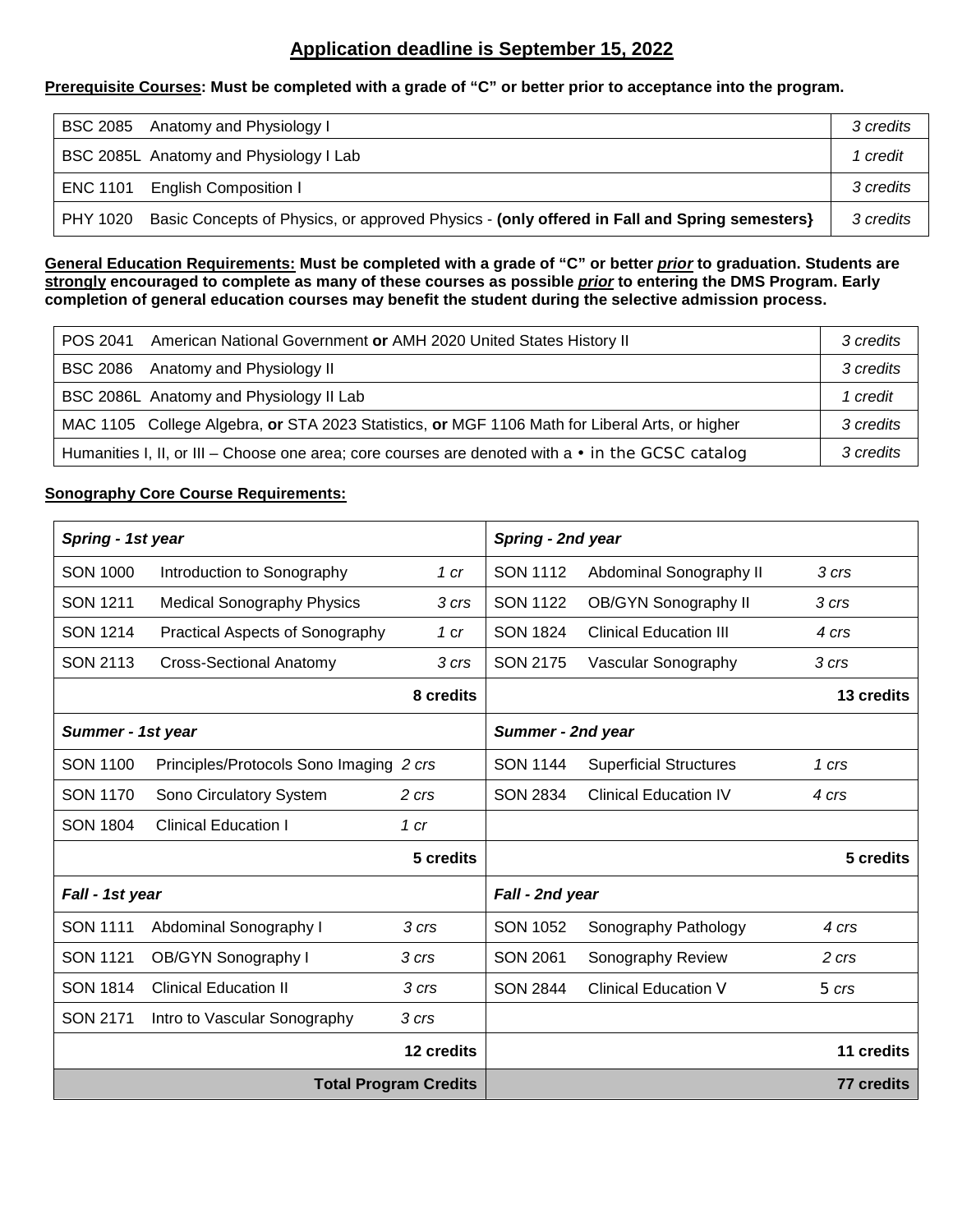## Application deadline is September 15, 2022

**Prerequisite Courses: Must be completed with a grade of "C" or better prior to acceptance into the program.**

| Course | Credits |
|---|---|
| BSC 2085 Anatomy and Physiology I | *3 credits* |
| BSC 2085L Anatomy and Physiology I Lab | *1 credit* |
| ENC 1101 English Composition I | *3 credits* |
| PHY 1020 Basic Concepts of Physics, or approved Physics - **(only offered in Fall and Spring semesters}** | *3 credits* |

**General Education Requirements: Must be completed with a grade of "C" or better *prior* to graduation. Students are strongly encouraged to complete as many of these courses as possible *prior* to entering the DMS Program. Early completion of general education courses may benefit the student during the selective admission process.**

| Course | Credits |
|---|---|
| POS 2041 American National Government **or** AMH 2020 United States History II | *3 credits* |
| BSC 2086 Anatomy and Physiology II | *3 credits* |
| BSC 2086L Anatomy and Physiology II Lab | *1 credit* |
| MAC 1105 College Algebra, **or** STA 2023 Statistics, **or** MGF 1106 Math for Liberal Arts, or higher | *3 credits* |
| Humanities I, II, or III – Choose one area; core courses are denoted with a • in the GCSC catalog | *3 credits* |

**Sonography Core Course Requirements:**

| ***Spring - 1st year*** | | | ***Spring - 2nd year*** | | |
|---|---|---|---|---|---|
| SON 1000 | Introduction to Sonography | *1 cr* | SON 1112 | Abdominal Sonography II | *3 crs* |
| SON 1211 | Medical Sonography Physics | *3 crs* | SON 1122 | OB/GYN Sonography II | *3 crs* |
| SON 1214 | Practical Aspects of Sonography | *1 cr* | SON 1824 | Clinical Education III | *4 crs* |
| SON 2113 | Cross-Sectional Anatomy | *3 crs* | SON 2175 | Vascular Sonography | *3 crs* |
| | | **8 credits** | | | **13 credits** |
| ***Summer - 1st year*** | | | ***Summer - 2nd year*** | | |
| SON 1100 | Principles/Protocols Sono Imaging | *2 crs* | SON 1144 | Superficial Structures | *1 crs* |
| SON 1170 | Sono Circulatory System | *2 crs* | SON 2834 | Clinical Education IV | *4 crs* |
| SON 1804 | Clinical Education I | *1 cr* | | | |
| | | **5 credits** | | | **5 credits** |
| ***Fall - 1st year*** | | | ***Fall - 2nd year*** | | |
| SON 1111 | Abdominal Sonography I | *3 crs* | SON 1052 | Sonography Pathology | *4 crs* |
| SON 1121 | OB/GYN Sonography I | *3 crs* | SON 2061 | Sonography Review | *2 crs* |
| SON 1814 | Clinical Education II | *3 crs* | SON 2844 | Clinical Education V | 5 *crs* |
| SON 2171 | Intro to Vascular Sonography | *3 crs* | | | |
| | | **12 credits** | | | **11 credits** |
| | | **Total Program Credits** | | | **77 credits** |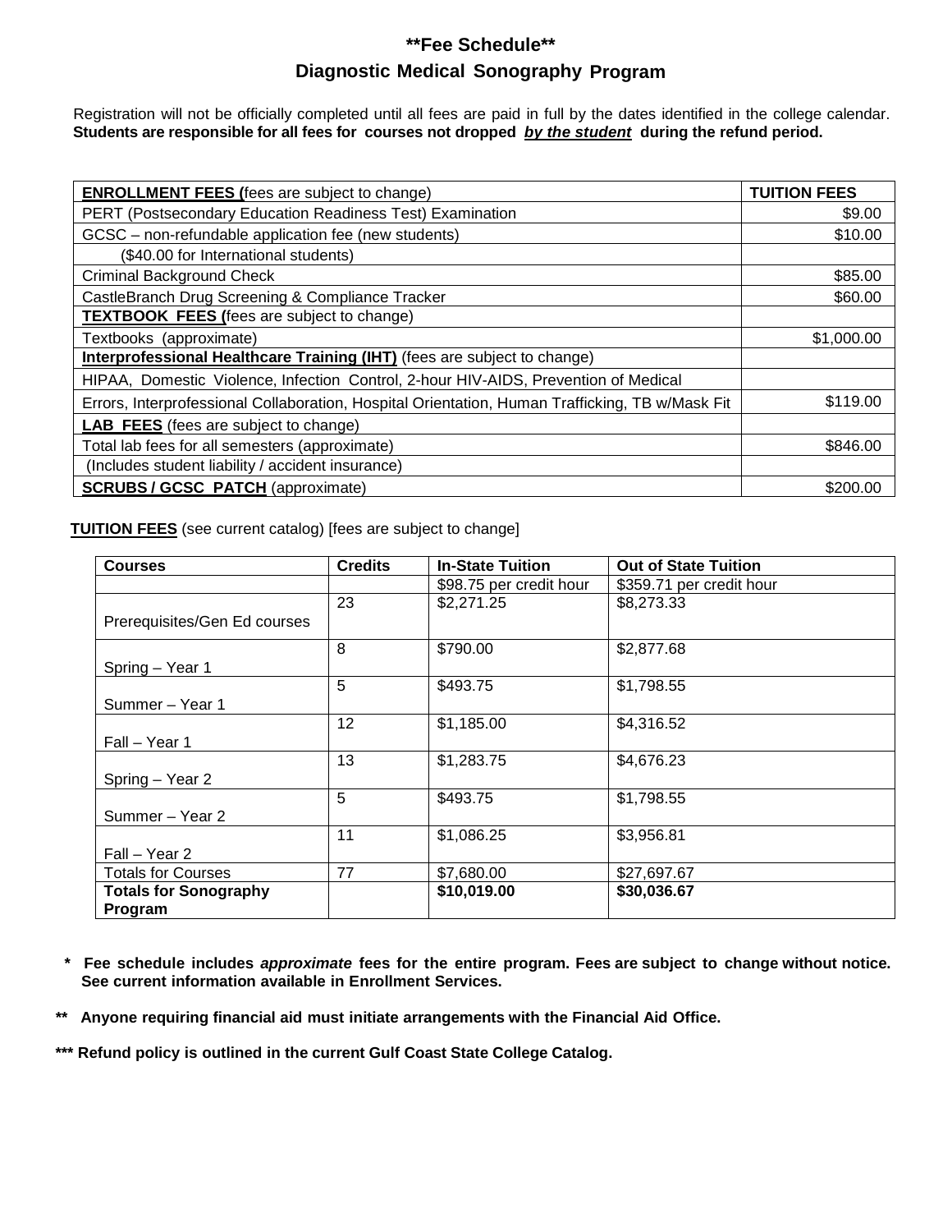# **Fee Schedule**

## Diagnostic Medical Sonography Program

Registration will not be officially completed until all fees are paid in full by the dates identified in the college calendar. **Students are responsible for all fees for courses not dropped *by the student* during the refund period.**

| **ENROLLMENT FEES (**fees are subject to change) | **TUITION FEES** |
|---|---|
| PERT (Postsecondary Education Readiness Test) Examination | $9.00 |
| GCSC – non-refundable application fee (new students) | $10.00 |
| ($40.00 for International students) | |
| Criminal Background Check | $85.00 |
| CastleBranch Drug Screening & Compliance Tracker | $60.00 |
| **TEXTBOOK FEES (**fees are subject to change) | |
| Textbooks (approximate) | $1,000.00 |
| **Interprofessional Healthcare Training (IHT)** (fees are subject to change) | |
| HIPAA, Domestic Violence, Infection Control, 2-hour HIV-AIDS, Prevention of Medical Errors, Interprofessional Collaboration, Hospital Orientation, Human Trafficking, TB w/Mask Fit | $119.00 |
| **LAB FEES** (fees are subject to change) | |
| Total lab fees for all semesters (approximate) | $846.00 |
| (Includes student liability / accident insurance) | |
| **SCRUBS / GCSC PATCH** (approximate) | $200.00 |

**TUITION FEES** (see current catalog) [fees are subject to change]

| **Courses** | **Credits** | **In-State Tuition** | **Out of State Tuition** |
|---|---|---|---|
| | | $98.75 per credit hour | $359.71 per credit hour |
| Prerequisites/Gen Ed courses | 23 | $2,271.25 | $8,273.33 |
| Spring – Year 1 | 8 | $790.00 | $2,877.68 |
| Summer – Year 1 | 5 | $493.75 | $1,798.55 |
| Fall – Year 1 | 12 | $1,185.00 | $4,316.52 |
| Spring – Year 2 | 13 | $1,283.75 | $4,676.23 |
| Summer – Year 2 | 5 | $493.75 | $1,798.55 |
| Fall – Year 2 | 11 | $1,086.25 | $3,956.81 |
| Totals for Courses | 77 | $7,680.00 | $27,697.67 |
| **Totals for Sonography Program** | | **$10,019.00** | **$30,036.67** |

**\* Fee schedule includes *approximate* fees for the entire program. Fees are subject to change without notice. See current information available in Enrollment Services.**

**\*\* Anyone requiring financial aid must initiate arrangements with the Financial Aid Office.**

**\*\*\* Refund policy is outlined in the current Gulf Coast State College Catalog.**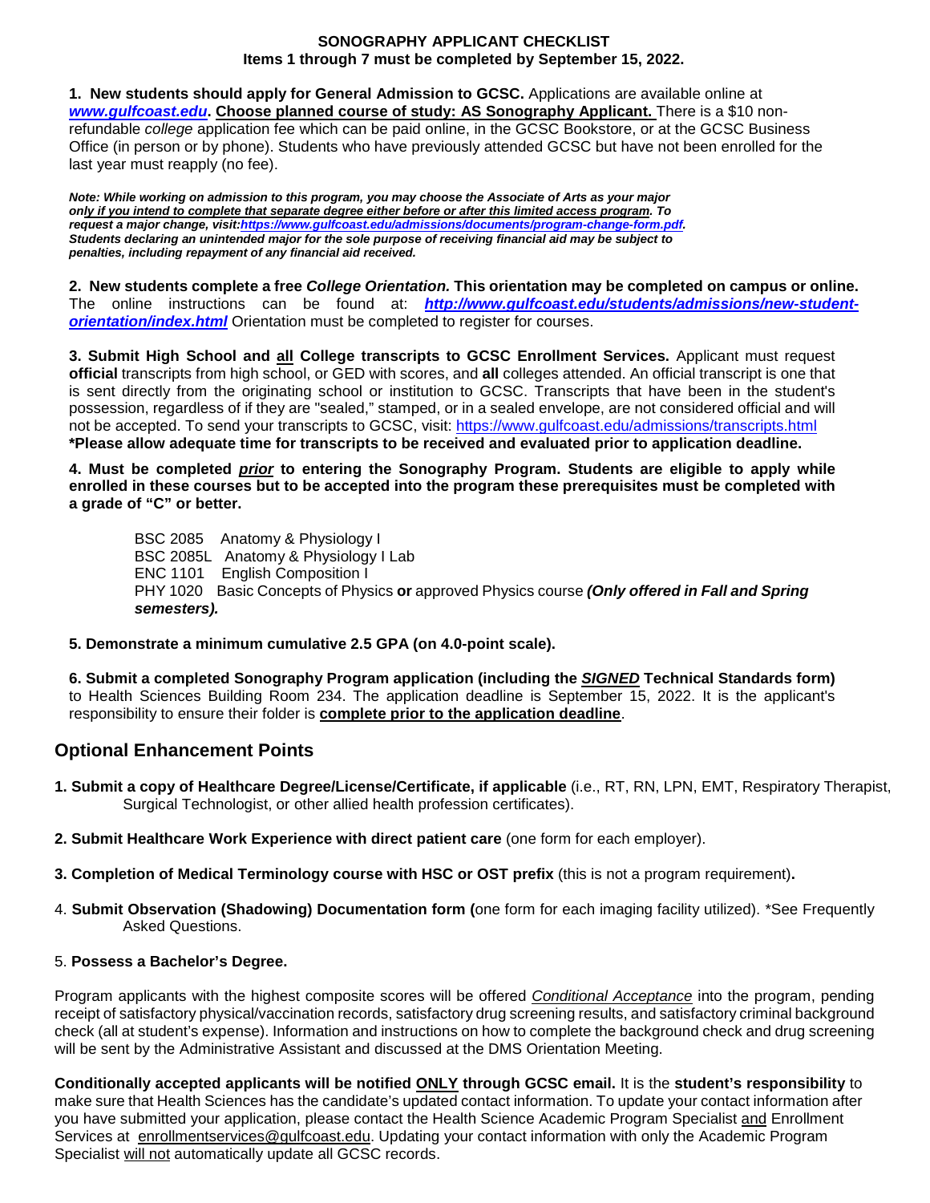**SONOGRAPHY APPLICANT CHECKLIST**
**Items 1 through 7 must be completed by September 15, 2022.**

**1. New students should apply for General Admission to GCSC.** Applications are available online at ***www.gulfcoast.edu*****.** **Choose planned course of study: AS Sonography Applicant.** There is a $10 non-refundable *college* application fee which can be paid online, in the GCSC Bookstore, or at the GCSC Business Office (in person or by phone). Students who have previously attended GCSC but have not been enrolled for the last year must reapply (no fee).

***Note: While working on admission to this program, you may choose the Associate of Arts as your major only if you intend to complete that separate degree either before or after this limited access program. To request a major change, visit: https://www.gulfcoast.edu/admissions/documents/program-change-form.pdf. Students declaring an unintended major for the sole purpose of receiving financial aid may be subject to penalties, including repayment of any financial aid received.***

**2. New students complete a free *College Orientation.* This orientation may be completed on campus or online.** The online instructions can be found at: ***http://www.gulfcoast.edu/students/admissions/new-student-orientation/index.html*** Orientation must be completed to register for courses.

**3. Submit High School and all College transcripts to GCSC Enrollment Services.** Applicant must request **official** transcripts from high school, or GED with scores, and **all** colleges attended. An official transcript is one that is sent directly from the originating school or institution to GCSC. Transcripts that have been in the student's possession, regardless of if they are "sealed," stamped, or in a sealed envelope, are not considered official and will not be accepted. To send your transcripts to GCSC, visit: https://www.gulfcoast.edu/admissions/transcripts.html
**\*Please allow adequate time for transcripts to be received and evaluated prior to application deadline.**

**4. Must be completed *prior* to entering the Sonography Program. Students are eligible to apply while enrolled in these courses but to be accepted into the program these prerequisites must be completed with a grade of "C" or better.**

BSC 2085 Anatomy & Physiology I
BSC 2085L Anatomy & Physiology I Lab
ENC 1101 English Composition I
PHY 1020 Basic Concepts of Physics **or** approved Physics course ***(Only offered in Fall and Spring semesters).***

**5. Demonstrate a minimum cumulative 2.5 GPA (on 4.0-point scale).**

**6. Submit a completed Sonography Program application (including the *SIGNED* Technical Standards form)** to Health Sciences Building Room 234. The application deadline is September 15, 2022. It is the applicant's responsibility to ensure their folder is **complete prior to the application deadline**.

## Optional Enhancement Points

**1. Submit a copy of Healthcare Degree/License/Certificate, if applicable** (i.e., RT, RN, LPN, EMT, Respiratory Therapist, Surgical Technologist, or other allied health profession certificates).

**2. Submit Healthcare Work Experience with direct patient care** (one form for each employer).

**3. Completion of Medical Terminology course with HSC or OST prefix** (this is not a program requirement)**.**

4. **Submit Observation (Shadowing) Documentation form (**one form for each imaging facility utilized). \*See Frequently Asked Questions.

5. **Possess a Bachelor's Degree.**

Program applicants with the highest composite scores will be offered *Conditional Acceptance* into the program, pending receipt of satisfactory physical/vaccination records, satisfactory drug screening results, and satisfactory criminal background check (all at student's expense). Information and instructions on how to complete the background check and drug screening will be sent by the Administrative Assistant and discussed at the DMS Orientation Meeting.

**Conditionally accepted applicants will be notified ONLY through GCSC email.** It is the **student's responsibility** to make sure that Health Sciences has the candidate's updated contact information. To update your contact information after you have submitted your application, please contact the Health Science Academic Program Specialist and Enrollment Services at enrollmentservices@gulfcoast.edu. Updating your contact information with only the Academic Program Specialist will not automatically update all GCSC records.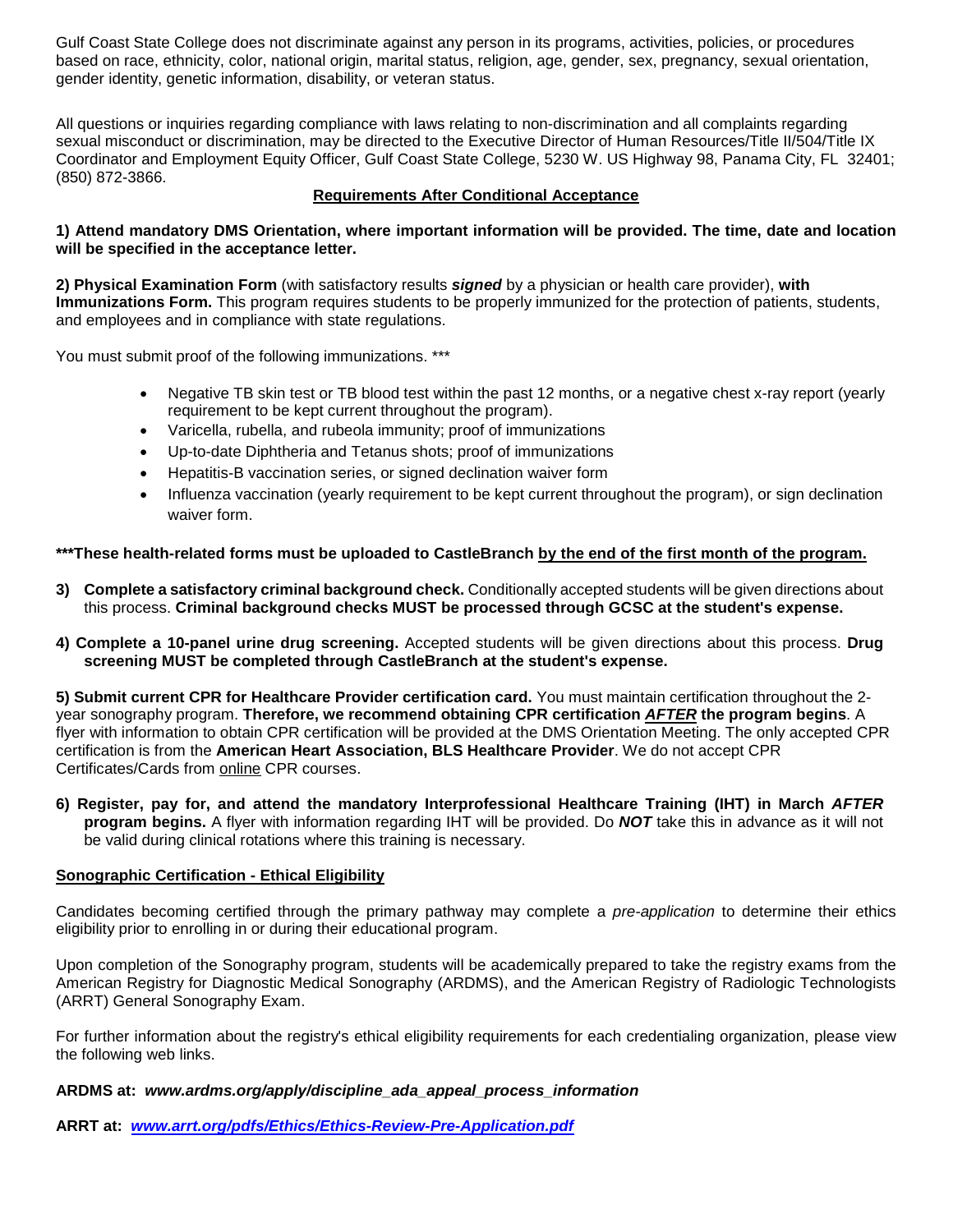Gulf Coast State College does not discriminate against any person in its programs, activities, policies, or procedures based on race, ethnicity, color, national origin, marital status, religion, age, gender, sex, pregnancy, sexual orientation, gender identity, genetic information, disability, or veteran status.

All questions or inquiries regarding compliance with laws relating to non-discrimination and all complaints regarding sexual misconduct or discrimination, may be directed to the Executive Director of Human Resources/Title II/504/Title IX Coordinator and Employment Equity Officer, Gulf Coast State College, 5230 W. US Highway 98, Panama City, FL 32401; (850) 872-3866.

## Requirements After Conditional Acceptance

**1) Attend mandatory DMS Orientation, where important information will be provided. The time, date and location will be specified in the acceptance letter.**

**2) Physical Examination Form** (with satisfactory results ***signed*** by a physician or health care provider), **with Immunizations Form.** This program requires students to be properly immunized for the protection of patients, students, and employees and in compliance with state regulations.

You must submit proof of the following immunizations. ***

- Negative TB skin test or TB blood test within the past 12 months, or a negative chest x-ray report (yearly requirement to be kept current throughout the program).
- Varicella, rubella, and rubeola immunity; proof of immunizations
- Up-to-date Diphtheria and Tetanus shots; proof of immunizations
- Hepatitis-B vaccination series, or signed declination waiver form
- Influenza vaccination (yearly requirement to be kept current throughout the program), or sign declination waiver form.

**\*\*\*These health-related forms must be uploaded to CastleBranch by the end of the first month of the program.**

**3) Complete a satisfactory criminal background check.** Conditionally accepted students will be given directions about this process. **Criminal background checks MUST be processed through GCSC at the student's expense.**

**4) Complete a 10-panel urine drug screening.** Accepted students will be given directions about this process. **Drug screening MUST be completed through CastleBranch at the student's expense.**

**5) Submit current CPR for Healthcare Provider certification card.** You must maintain certification throughout the 2-year sonography program. **Therefore, we recommend obtaining CPR certification *AFTER* the program begins**. A flyer with information to obtain CPR certification will be provided at the DMS Orientation Meeting. The only accepted CPR certification is from the **American Heart Association, BLS Healthcare Provider**. We do not accept CPR Certificates/Cards from online CPR courses.

**6) Register, pay for, and attend the mandatory Interprofessional Healthcare Training (IHT) in March *AFTER* program begins.** A flyer with information regarding IHT will be provided. Do ***NOT*** take this in advance as it will not be valid during clinical rotations where this training is necessary.

## Sonographic Certification - Ethical Eligibility

Candidates becoming certified through the primary pathway may complete a *pre-application* to determine their ethics eligibility prior to enrolling in or during their educational program.

Upon completion of the Sonography program, students will be academically prepared to take the registry exams from the American Registry for Diagnostic Medical Sonography (ARDMS), and the American Registry of Radiologic Technologists (ARRT) General Sonography Exam.

For further information about the registry's ethical eligibility requirements for each credentialing organization, please view the following web links.

**ARDMS at:** ***www.ardms.org/apply/discipline_ada_appeal_process_information***

**ARRT at:** ***www.arrt.org/pdfs/Ethics/Ethics-Review-Pre-Application.pdf***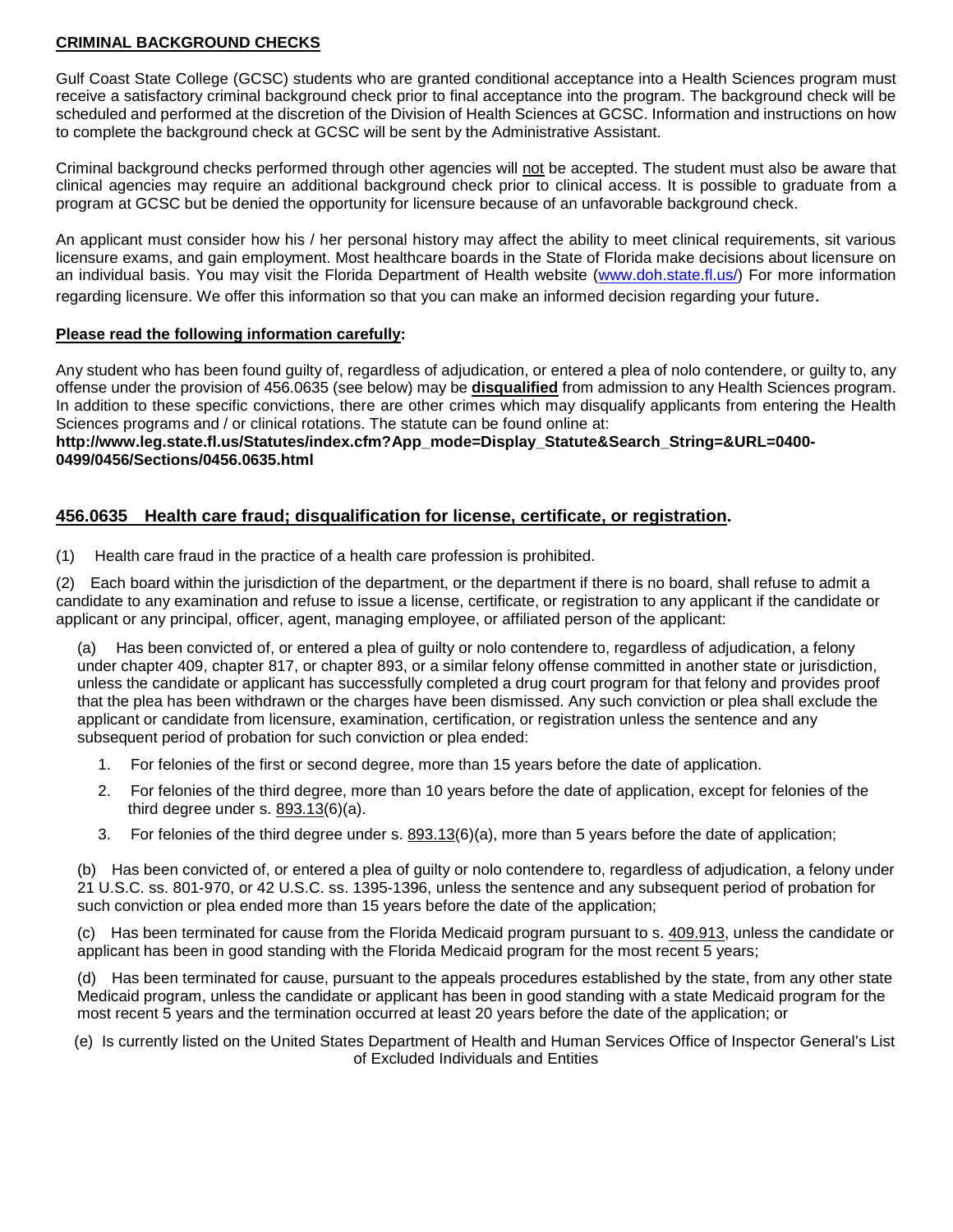## CRIMINAL BACKGROUND CHECKS

Gulf Coast State College (GCSC) students who are granted conditional acceptance into a Health Sciences program must receive a satisfactory criminal background check prior to final acceptance into the program. The background check will be scheduled and performed at the discretion of the Division of Health Sciences at GCSC. Information and instructions on how to complete the background check at GCSC will be sent by the Administrative Assistant.

Criminal background checks performed through other agencies will not be accepted. The student must also be aware that clinical agencies may require an additional background check prior to clinical access. It is possible to graduate from a program at GCSC but be denied the opportunity for licensure because of an unfavorable background check.

An applicant must consider how his / her personal history may affect the ability to meet clinical requirements, sit various licensure exams, and gain employment. Most healthcare boards in the State of Florida make decisions about licensure on an individual basis. You may visit the Florida Department of Health website (www.doh.state.fl.us/) For more information regarding licensure. We offer this information so that you can make an informed decision regarding your future.

**Please read the following information carefully:**

Any student who has been found guilty of, regardless of adjudication, or entered a plea of nolo contendere, or guilty to, any offense under the provision of 456.0635 (see below) may be **disqualified** from admission to any Health Sciences program. In addition to these specific convictions, there are other crimes which may disqualify applicants from entering the Health Sciences programs and / or clinical rotations. The statute can be found online at:
**http://www.leg.state.fl.us/Statutes/index.cfm?App_mode=Display_Statute&Search_String=&URL=0400-0499/0456/Sections/0456.0635.html**

### 456.0635 Health care fraud; disqualification for license, certificate, or registration.

(1) Health care fraud in the practice of a health care profession is prohibited.

(2) Each board within the jurisdiction of the department, or the department if there is no board, shall refuse to admit a candidate to any examination and refuse to issue a license, certificate, or registration to any applicant if the candidate or applicant or any principal, officer, agent, managing employee, or affiliated person of the applicant:

(a) Has been convicted of, or entered a plea of guilty or nolo contendere to, regardless of adjudication, a felony under chapter 409, chapter 817, or chapter 893, or a similar felony offense committed in another state or jurisdiction, unless the candidate or applicant has successfully completed a drug court program for that felony and provides proof that the plea has been withdrawn or the charges have been dismissed. Any such conviction or plea shall exclude the applicant or candidate from licensure, examination, certification, or registration unless the sentence and any subsequent period of probation for such conviction or plea ended:

1. For felonies of the first or second degree, more than 15 years before the date of application.
2. For felonies of the third degree, more than 10 years before the date of application, except for felonies of the third degree under s. 893.13(6)(a).
3. For felonies of the third degree under s. 893.13(6)(a), more than 5 years before the date of application;

(b) Has been convicted of, or entered a plea of guilty or nolo contendere to, regardless of adjudication, a felony under 21 U.S.C. ss. 801-970, or 42 U.S.C. ss. 1395-1396, unless the sentence and any subsequent period of probation for such conviction or plea ended more than 15 years before the date of the application;

(c) Has been terminated for cause from the Florida Medicaid program pursuant to s. 409.913, unless the candidate or applicant has been in good standing with the Florida Medicaid program for the most recent 5 years;

(d) Has been terminated for cause, pursuant to the appeals procedures established by the state, from any other state Medicaid program, unless the candidate or applicant has been in good standing with a state Medicaid program for the most recent 5 years and the termination occurred at least 20 years before the date of the application; or

(e) Is currently listed on the United States Department of Health and Human Services Office of Inspector General's List of Excluded Individuals and Entities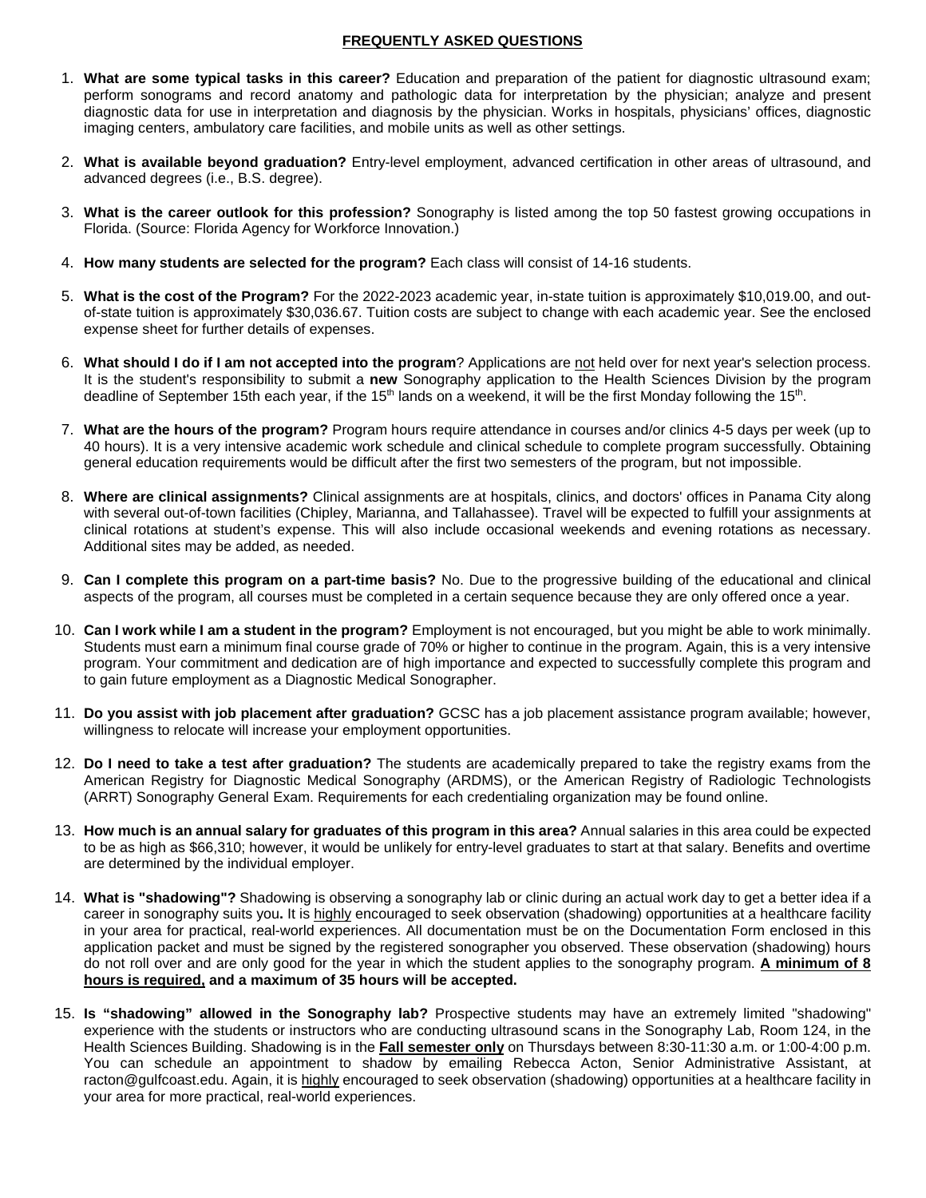## FREQUENTLY ASKED QUESTIONS

1. **What are some typical tasks in this career?** Education and preparation of the patient for diagnostic ultrasound exam; perform sonograms and record anatomy and pathologic data for interpretation by the physician; analyze and present diagnostic data for use in interpretation and diagnosis by the physician. Works in hospitals, physicians' offices, diagnostic imaging centers, ambulatory care facilities, and mobile units as well as other settings.

2. **What is available beyond graduation?** Entry-level employment, advanced certification in other areas of ultrasound, and advanced degrees (i.e., B.S. degree).

3. **What is the career outlook for this profession?** Sonography is listed among the top 50 fastest growing occupations in Florida. (Source: Florida Agency for Workforce Innovation.)

4. **How many students are selected for the program?** Each class will consist of 14-16 students.

5. **What is the cost of the Program?** For the 2022-2023 academic year, in-state tuition is approximately $10,019.00, and out-of-state tuition is approximately $30,036.67. Tuition costs are subject to change with each academic year. See the enclosed expense sheet for further details of expenses.

6. **What should I do if I am not accepted into the program**? Applications are not held over for next year's selection process. It is the student's responsibility to submit a **new** Sonography application to the Health Sciences Division by the program deadline of September 15th each year, if the 15th lands on a weekend, it will be the first Monday following the 15th.

7. **What are the hours of the program?** Program hours require attendance in courses and/or clinics 4-5 days per week (up to 40 hours). It is a very intensive academic work schedule and clinical schedule to complete program successfully. Obtaining general education requirements would be difficult after the first two semesters of the program, but not impossible.

8. **Where are clinical assignments?** Clinical assignments are at hospitals, clinics, and doctors' offices in Panama City along with several out-of-town facilities (Chipley, Marianna, and Tallahassee). Travel will be expected to fulfill your assignments at clinical rotations at student's expense. This will also include occasional weekends and evening rotations as necessary. Additional sites may be added, as needed.

9. **Can I complete this program on a part-time basis?** No. Due to the progressive building of the educational and clinical aspects of the program, all courses must be completed in a certain sequence because they are only offered once a year.

10. **Can I work while I am a student in the program?** Employment is not encouraged, but you might be able to work minimally. Students must earn a minimum final course grade of 70% or higher to continue in the program. Again, this is a very intensive program. Your commitment and dedication are of high importance and expected to successfully complete this program and to gain future employment as a Diagnostic Medical Sonographer.

11. **Do you assist with job placement after graduation?** GCSC has a job placement assistance program available; however, willingness to relocate will increase your employment opportunities.

12. **Do I need to take a test after graduation?** The students are academically prepared to take the registry exams from the American Registry for Diagnostic Medical Sonography (ARDMS), or the American Registry of Radiologic Technologists (ARRT) Sonography General Exam. Requirements for each credentialing organization may be found online.

13. **How much is an annual salary for graduates of this program in this area?** Annual salaries in this area could be expected to be as high as $66,310; however, it would be unlikely for entry-level graduates to start at that salary. Benefits and overtime are determined by the individual employer.

14. **What is "shadowing"?** Shadowing is observing a sonography lab or clinic during an actual work day to get a better idea if a career in sonography suits you**.** It is highly encouraged to seek observation (shadowing) opportunities at a healthcare facility in your area for practical, real-world experiences. All documentation must be on the Documentation Form enclosed in this application packet and must be signed by the registered sonographer you observed. These observation (shadowing) hours do not roll over and are only good for the year in which the student applies to the sonography program. **A minimum of 8 hours is required, and a maximum of 35 hours will be accepted.**

15. **Is "shadowing" allowed in the Sonography lab?** Prospective students may have an extremely limited "shadowing" experience with the students or instructors who are conducting ultrasound scans in the Sonography Lab, Room 124, in the Health Sciences Building. Shadowing is in the **Fall semester only** on Thursdays between 8:30-11:30 a.m. or 1:00-4:00 p.m. You can schedule an appointment to shadow by emailing Rebecca Acton, Senior Administrative Assistant, at racton@gulfcoast.edu. Again, it is highly encouraged to seek observation (shadowing) opportunities at a healthcare facility in your area for more practical, real-world experiences.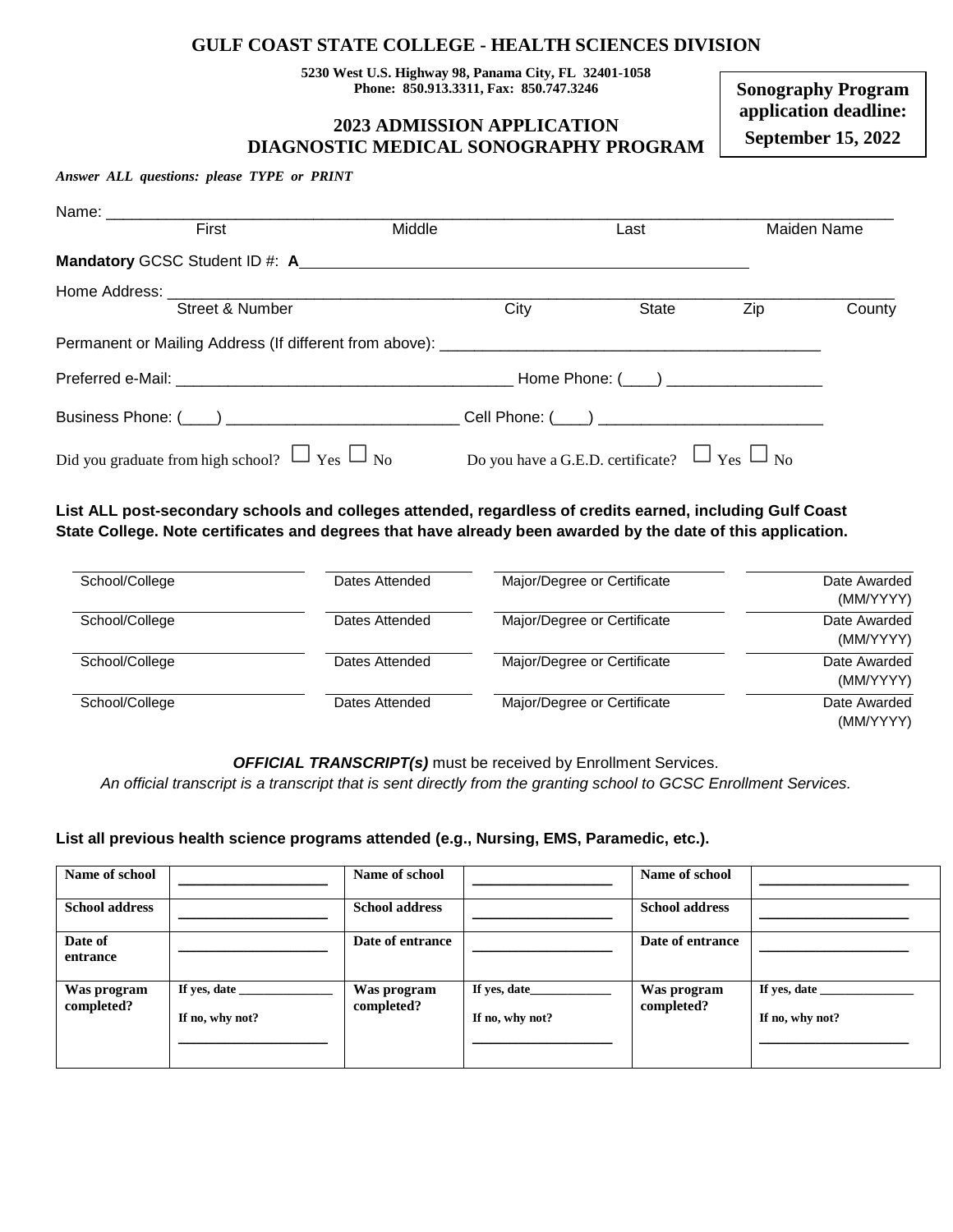# GULF COAST STATE COLLEGE - HEALTH SCIENCES DIVISION

**5230 West U.S. Highway 98, Panama City, FL 32401-1058**
**Phone: 850.913.3311, Fax: 850.747.3246**

**Sonography Program application deadline: September 15, 2022**

## 2023 ADMISSION APPLICATION
## DIAGNOSTIC MEDICAL SONOGRAPHY PROGRAM

***Answer ALL questions: please TYPE or PRINT***

Name: ________________________________________________________________________________
First | Middle | Last | Maiden Name

**Mandatory** GCSC Student ID #: **A**______________________________________________

Home Address: ________________________________________________________________________
Street & Number | City | State | Zip | County

Permanent or Mailing Address (If different from above): ________________________________________

Preferred e-Mail: ____________________________________ Home Phone: (____) ________________

Business Phone: (____) _________________________ Cell Phone: (____) ________________________

Did you graduate from high school? ☐ Yes ☐ No     Do you have a G.E.D. certificate? ☐ Yes ☐ No

**List ALL post-secondary schools and colleges attended, regardless of credits earned, including Gulf Coast State College. Note certificates and degrees that have already been awarded by the date of this application.**

| School/College | Dates Attended | Major/Degree or Certificate | Date Awarded (MM/YYYY) |
|---|---|---|---|
| School/College | Dates Attended | Major/Degree or Certificate | Date Awarded (MM/YYYY) |
| School/College | Dates Attended | Major/Degree or Certificate | Date Awarded (MM/YYYY) |
| School/College | Dates Attended | Major/Degree or Certificate | Date Awarded (MM/YYYY) |
| School/College | Dates Attended | Major/Degree or Certificate | Date Awarded (MM/YYYY) |

***OFFICIAL TRANSCRIPT(s)*** must be received by Enrollment Services.
*An official transcript is a transcript that is sent directly from the granting school to GCSC Enrollment Services.*

**List all previous health science programs attended (e.g., Nursing, EMS, Paramedic, etc.).**

| **Name of school** | ____________ | **Name of school** | ____________ | **Name of school** | ____________ |
|---|---|---|---|---|---|
| **School address** | ____________ | **School address** | ____________ | **School address** | ____________ |
| **Date of entrance** | ____________ | **Date of entrance** | ____________ | **Date of entrance** | ____________ |
| **Was program completed?** | **If yes, date** ________ **If no, why not?** ____________ | **Was program completed?** | **If yes, date**________ **If no, why not?** ____________ | **Was program completed?** | **If yes, date** ________ **If no, why not?** ____________ |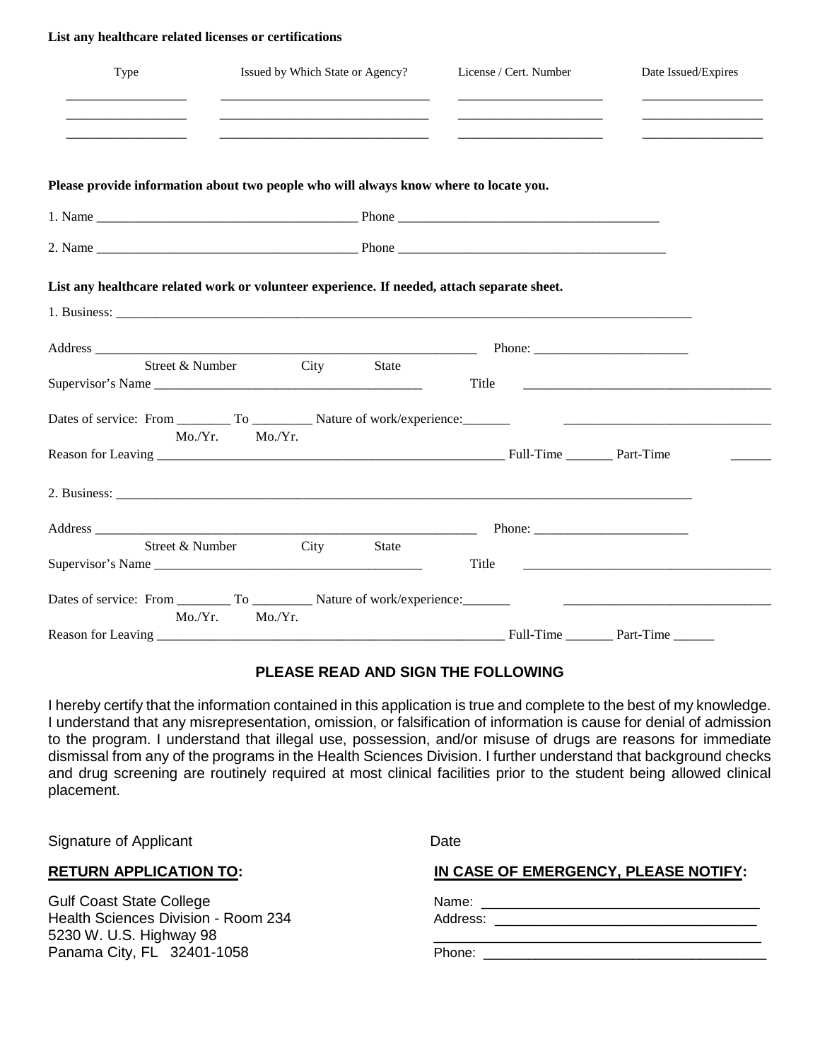**List any healthcare related licenses or certifications**

| Type | Issued by Which State or Agency? | License / Cert. Number | Date Issued/Expires |
| --- | --- | --- | --- |
| _______________ | __________________________ | __________________ | _______________ |
| _______________ | __________________________ | __________________ | _______________ |
| _______________ | __________________________ | __________________ | _______________ |

**Please provide information about two people who will always know where to locate you.**

1. Name _______________________________________ Phone _______________________________________

2. Name _______________________________________ Phone _______________________________________

**List any healthcare related work or volunteer experience. If needed, attach separate sheet.**

1. Business: _______________________________________________________________________________________

Address ____________________________________________________________ Phone: ________________________
Street & Number City State

Supervisor's Name _________________________________________ Title _____________________________________

Dates of service: From ________ To _________ Nature of work/experience:_______ _______________________________
Mo./Yr. Mo./Yr.

Reason for Leaving _______________________________________________________ Full-Time _______ Part-Time ______

2. Business: _______________________________________________________________________________________

Address ____________________________________________________________ Phone: ________________________
Street & Number City State

Supervisor's Name _________________________________________ Title _____________________________________

Dates of service: From ________ To _________ Nature of work/experience:_______ _______________________________
Mo./Yr. Mo./Yr.

Reason for Leaving _______________________________________________________ Full-Time _______ Part-Time ______

**PLEASE READ AND SIGN THE FOLLOWING**

I hereby certify that the information contained in this application is true and complete to the best of my knowledge. I understand that any misrepresentation, omission, or falsification of information is cause for denial of admission to the program. I understand that illegal use, possession, and/or misuse of drugs are reasons for immediate dismissal from any of the programs in the Health Sciences Division. I further understand that background checks and drug screening are routinely required at most clinical facilities prior to the student being allowed clinical placement.

Signature of Applicant Date

**RETURN APPLICATION TO:**

Gulf Coast State College
Health Sciences Division - Room 234
5230 W. U.S. Highway 98
Panama City, FL 32401-1058

**IN CASE OF EMERGENCY, PLEASE NOTIFY:**

Name: ___________________________________
Address: _________________________________
_________________________________________
Phone: ___________________________________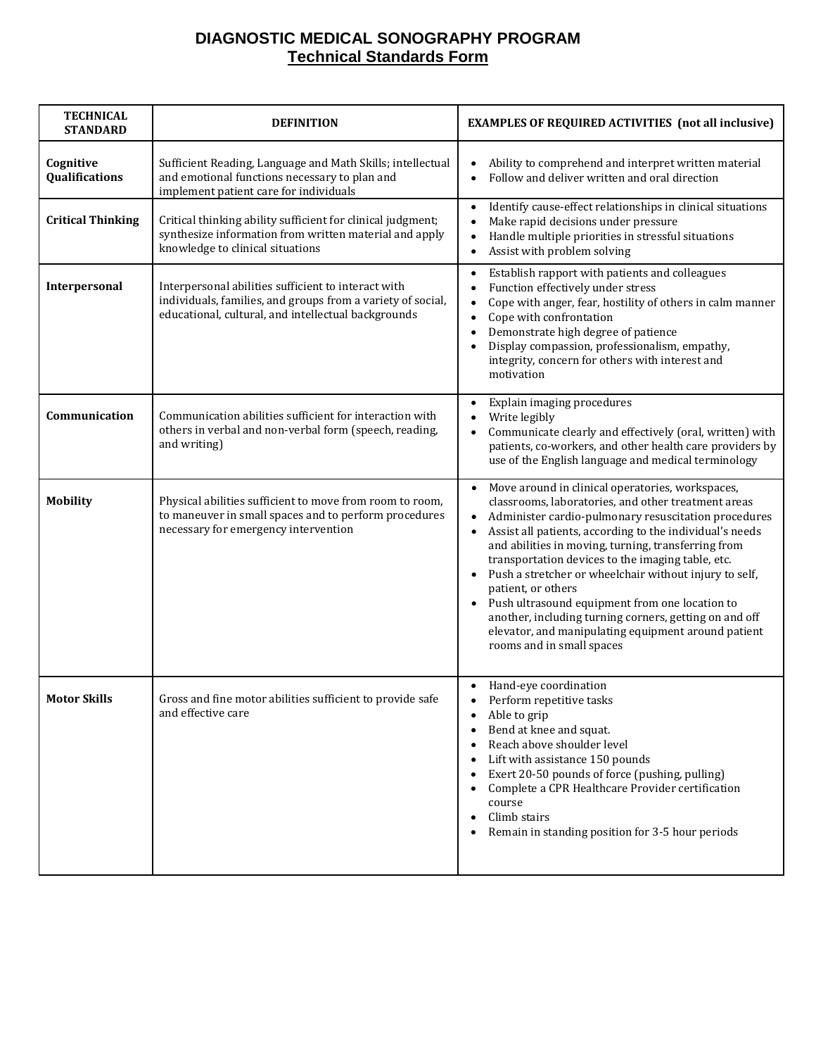# DIAGNOSTIC MEDICAL SONOGRAPHY PROGRAM

## Technical Standards Form

| TECHNICAL STANDARD | DEFINITION | EXAMPLES OF REQUIRED ACTIVITIES (not all inclusive) |
|---|---|---|
| **Cognitive Qualifications** | Sufficient Reading, Language and Math Skills; intellectual and emotional functions necessary to plan and implement patient care for individuals | • Ability to comprehend and interpret written material<br>• Follow and deliver written and oral direction |
| **Critical Thinking** | Critical thinking ability sufficient for clinical judgment; synthesize information from written material and apply knowledge to clinical situations | • Identify cause-effect relationships in clinical situations<br>• Make rapid decisions under pressure<br>• Handle multiple priorities in stressful situations<br>• Assist with problem solving |
| **Interpersonal** | Interpersonal abilities sufficient to interact with individuals, families, and groups from a variety of social, educational, cultural, and intellectual backgrounds | • Establish rapport with patients and colleagues<br>• Function effectively under stress<br>• Cope with anger, fear, hostility of others in calm manner<br>• Cope with confrontation<br>• Demonstrate high degree of patience<br>• Display compassion, professionalism, empathy, integrity, concern for others with interest and motivation |
| **Communication** | Communication abilities sufficient for interaction with others in verbal and non-verbal form (speech, reading, and writing) | • Explain imaging procedures<br>• Write legibly<br>• Communicate clearly and effectively (oral, written) with patients, co-workers, and other health care providers by use of the English language and medical terminology |
| **Mobility** | Physical abilities sufficient to move from room to room, to maneuver in small spaces and to perform procedures necessary for emergency intervention | • Move around in clinical operatories, workspaces, classrooms, laboratories, and other treatment areas<br>• Administer cardio-pulmonary resuscitation procedures<br>• Assist all patients, according to the individual's needs and abilities in moving, turning, transferring from transportation devices to the imaging table, etc.<br>• Push a stretcher or wheelchair without injury to self, patient, or others<br>• Push ultrasound equipment from one location to another, including turning corners, getting on and off elevator, and manipulating equipment around patient rooms and in small spaces |
| **Motor Skills** | Gross and fine motor abilities sufficient to provide safe and effective care | • Hand-eye coordination<br>• Perform repetitive tasks<br>• Able to grip<br>• Bend at knee and squat.<br>• Reach above shoulder level<br>• Lift with assistance 150 pounds<br>• Exert 20-50 pounds of force (pushing, pulling)<br>• Complete a CPR Healthcare Provider certification course<br>• Climb stairs<br>• Remain in standing position for 3-5 hour periods |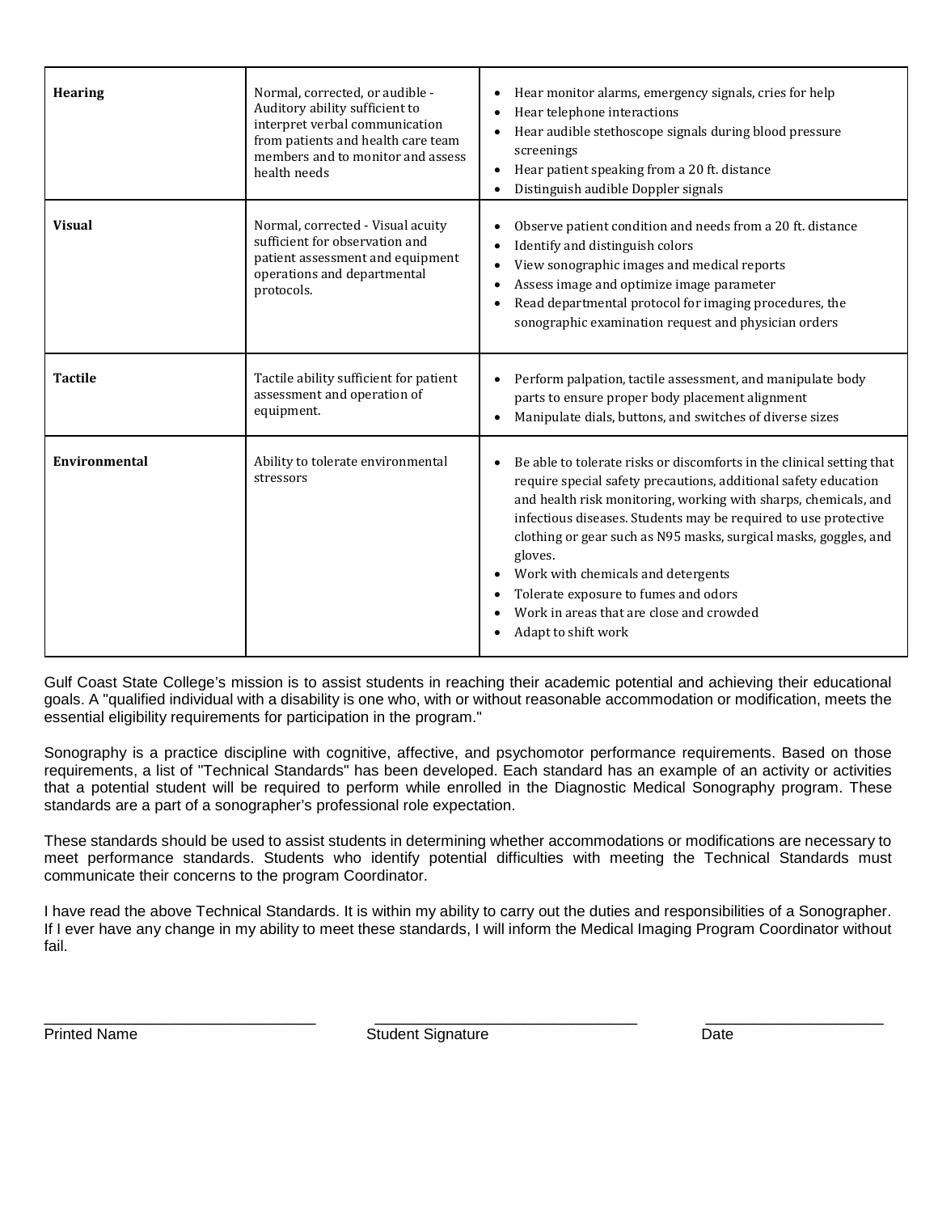| | | |
|---|---|---|
| **Hearing** | Normal, corrected, or audible - Auditory ability sufficient to interpret verbal communication from patients and health care team members and to monitor and assess health needs | • Hear monitor alarms, emergency signals, cries for help<br>• Hear telephone interactions<br>• Hear audible stethoscope signals during blood pressure screenings<br>• Hear patient speaking from a 20 ft. distance<br>• Distinguish audible Doppler signals |
| **Visual** | Normal, corrected - Visual acuity sufficient for observation and patient assessment and equipment operations and departmental protocols. | • Observe patient condition and needs from a 20 ft. distance<br>• Identify and distinguish colors<br>• View sonographic images and medical reports<br>• Assess image and optimize image parameter<br>• Read departmental protocol for imaging procedures, the sonographic examination request and physician orders |
| **Tactile** | Tactile ability sufficient for patient assessment and operation of equipment. | • Perform palpation, tactile assessment, and manipulate body parts to ensure proper body placement alignment<br>• Manipulate dials, buttons, and switches of diverse sizes |
| **Environmental** | Ability to tolerate environmental stressors | • Be able to tolerate risks or discomforts in the clinical setting that require special safety precautions, additional safety education and health risk monitoring, working with sharps, chemicals, and infectious diseases. Students may be required to use protective clothing or gear such as N95 masks, surgical masks, goggles, and gloves.<br>• Work with chemicals and detergents<br>• Tolerate exposure to fumes and odors<br>• Work in areas that are close and crowded<br>• Adapt to shift work |

Gulf Coast State College's mission is to assist students in reaching their academic potential and achieving their educational goals. A "qualified individual with a disability is one who, with or without reasonable accommodation or modification, meets the essential eligibility requirements for participation in the program."

Sonography is a practice discipline with cognitive, affective, and psychomotor performance requirements. Based on those requirements, a list of "Technical Standards" has been developed. Each standard has an example of an activity or activities that a potential student will be required to perform while enrolled in the Diagnostic Medical Sonography program. These standards are a part of a sonographer's professional role expectation.

These standards should be used to assist students in determining whether accommodations or modifications are necessary to meet performance standards. Students who identify potential difficulties with meeting the Technical Standards must communicate their concerns to the program Coordinator.

I have read the above Technical Standards. It is within my ability to carry out the duties and responsibilities of a Sonographer. If I ever have any change in my ability to meet these standards, I will inform the Medical Imaging Program Coordinator without fail.

\_\_\_\_\_\_\_\_\_\_\_\_\_\_\_\_\_\_\_\_\_\_\_\_\_\_\_\_\_\_ \_\_\_\_\_\_\_\_\_\_\_\_\_\_\_\_\_\_\_\_\_\_\_\_\_\_\_\_\_\_ \_\_\_\_\_\_\_\_\_\_\_\_\_\_\_\_\_\_\_\_

Printed Name                Student Signature                Date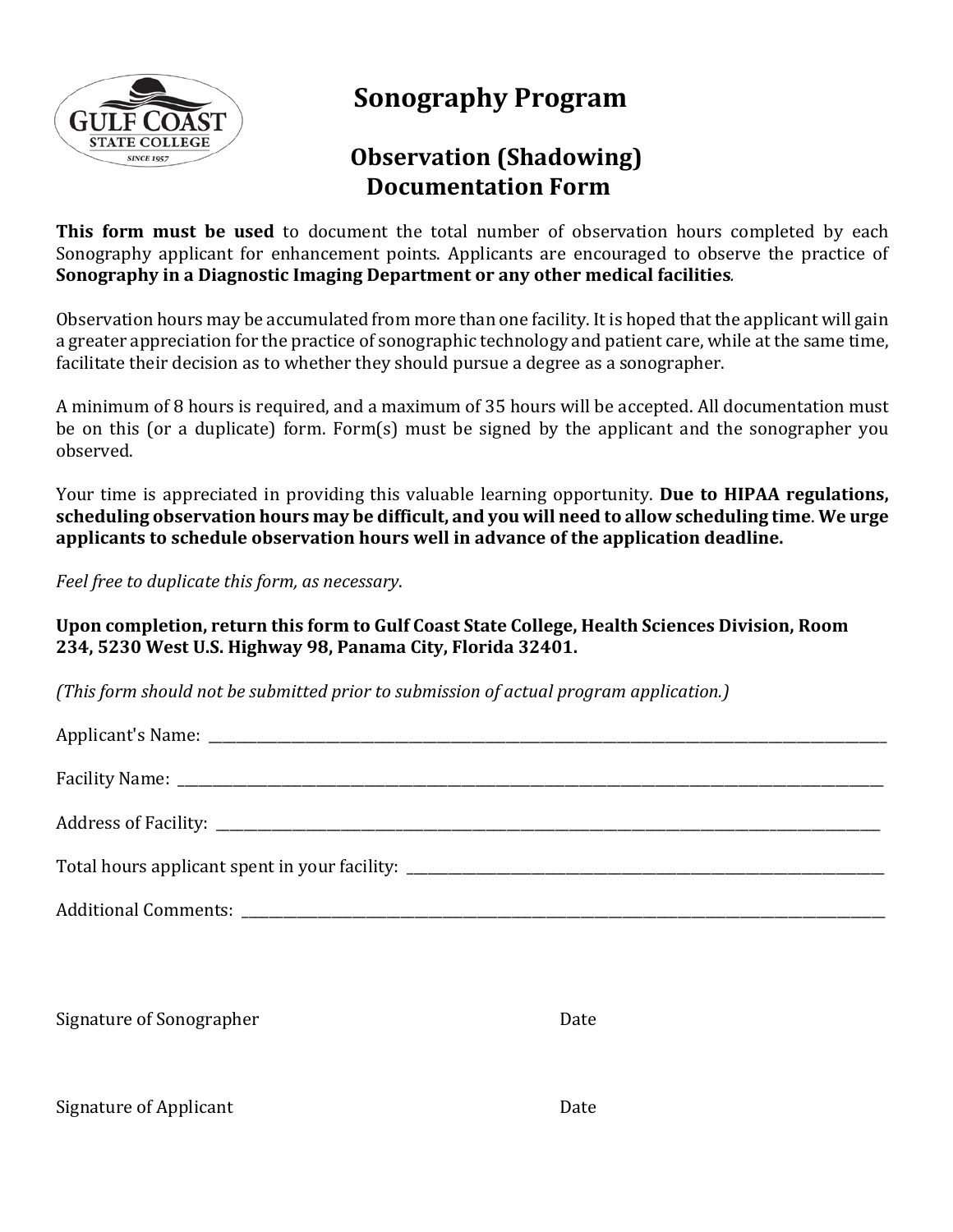# Sonography Program

## Observation (Shadowing) Documentation Form

**This form must be used** to document the total number of observation hours completed by each Sonography applicant for enhancement points. Applicants are encouraged to observe the practice of **Sonography in a Diagnostic Imaging Department or any other medical facilities**.

Observation hours may be accumulated from more than one facility. It is hoped that the applicant will gain a greater appreciation for the practice of sonographic technology and patient care, while at the same time, facilitate their decision as to whether they should pursue a degree as a sonographer.

A minimum of 8 hours is required, and a maximum of 35 hours will be accepted. All documentation must be on this (or a duplicate) form. Form(s) must be signed by the applicant and the sonographer you observed.

Your time is appreciated in providing this valuable learning opportunity. **Due to HIPAA regulations, scheduling observation hours may be difficult, and you will need to allow scheduling time**. **We urge applicants to schedule observation hours well in advance of the application deadline.**

*Feel free to duplicate this form, as necessary*.

**Upon completion, return this form to Gulf Coast State College, Health Sciences Division, Room 234, 5230 West U.S. Highway 98, Panama City, Florida 32401.**

*(This form should not be submitted prior to submission of actual program application.)*

Applicant's Name: ____________________________________________

Facility Name: ____________________________________________

Address of Facility: ____________________________________________

Total hours applicant spent in your facility: ______________________________

Additional Comments: ____________________________________________

Signature of Sonographer                                        Date

Signature of Applicant                                        Date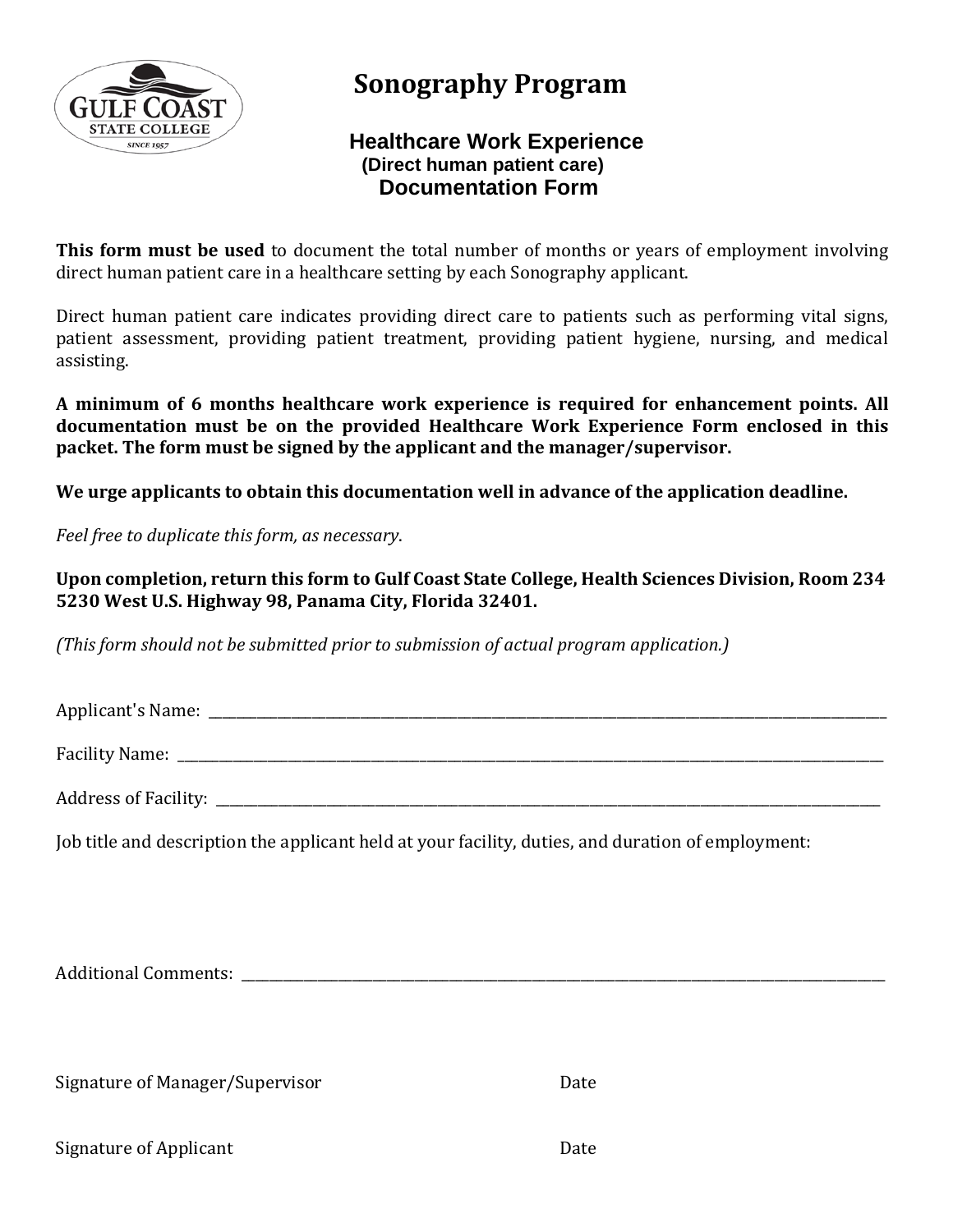GULF COAST STATE COLLEGE SINCE 1957

# Sonography Program

## Healthcare Work Experience
**(Direct human patient care)**
**Documentation Form**

**This form must be used** to document the total number of months or years of employment involving direct human patient care in a healthcare setting by each Sonography applicant.

Direct human patient care indicates providing direct care to patients such as performing vital signs, patient assessment, providing patient treatment, providing patient hygiene, nursing, and medical assisting.

**A minimum of 6 months healthcare work experience is required for enhancement points. All documentation must be on the provided Healthcare Work Experience Form enclosed in this packet. The form must be signed by the applicant and the manager/supervisor.**

**We urge applicants to obtain this documentation well in advance of the application deadline.**

*Feel free to duplicate this form, as necessary*.

**Upon completion, return this form to Gulf Coast State College, Health Sciences Division, Room 234 5230 West U.S. Highway 98, Panama City, Florida 32401.**

*(This form should not be submitted prior to submission of actual program application.)*

Applicant's Name: ______________________________________________

Facility Name: ______________________________________________

Address of Facility: ______________________________________________

Job title and description the applicant held at your facility, duties, and duration of employment:

Additional Comments: ______________________________________________

Signature of Manager/Supervisor Date

Signature of Applicant Date